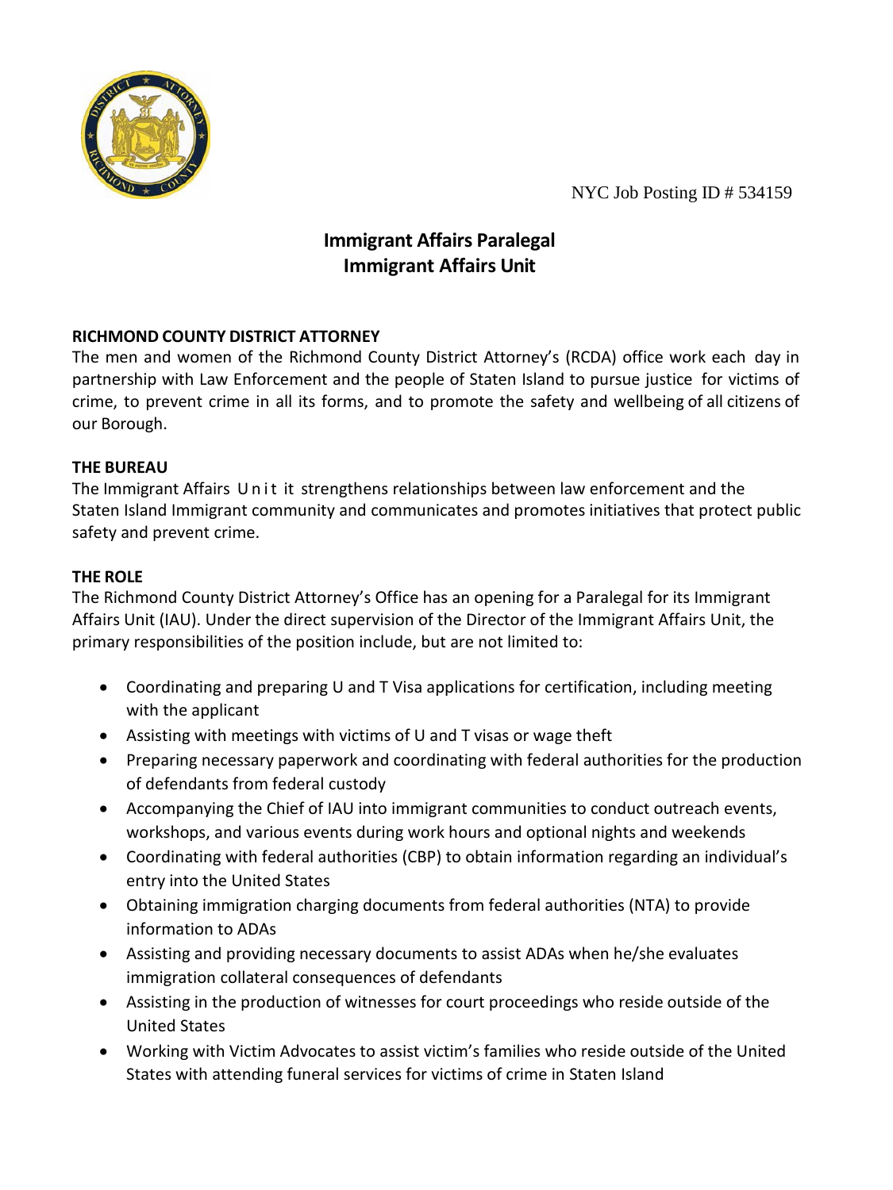NYC Job Posting ID # 534159

# Immigrant Affairs Paralegal
## Immigrant Affairs Unit

**RICHMOND COUNTY DISTRICT ATTORNEY**

The men and women of the Richmond County District Attorney's (RCDA) office work each day in partnership with Law Enforcement and the people of Staten Island to pursue justice for victims of crime, to prevent crime in all its forms, and to promote the safety and wellbeing of all citizens of our Borough.

**THE BUREAU**

The Immigrant Affairs Unit it strengthens relationships between law enforcement and the Staten Island Immigrant community and communicates and promotes initiatives that protect public safety and prevent crime.

**THE ROLE**

The Richmond County District Attorney's Office has an opening for a Paralegal for its Immigrant Affairs Unit (IAU). Under the direct supervision of the Director of the Immigrant Affairs Unit, the primary responsibilities of the position include, but are not limited to:

- Coordinating and preparing U and T Visa applications for certification, including meeting with the applicant
- Assisting with meetings with victims of U and T visas or wage theft
- Preparing necessary paperwork and coordinating with federal authorities for the production of defendants from federal custody
- Accompanying the Chief of IAU into immigrant communities to conduct outreach events, workshops, and various events during work hours and optional nights and weekends
- Coordinating with federal authorities (CBP) to obtain information regarding an individual's entry into the United States
- Obtaining immigration charging documents from federal authorities (NTA) to provide information to ADAs
- Assisting and providing necessary documents to assist ADAs when he/she evaluates immigration collateral consequences of defendants
- Assisting in the production of witnesses for court proceedings who reside outside of the United States
- Working with Victim Advocates to assist victim's families who reside outside of the United States with attending funeral services for victims of crime in Staten Island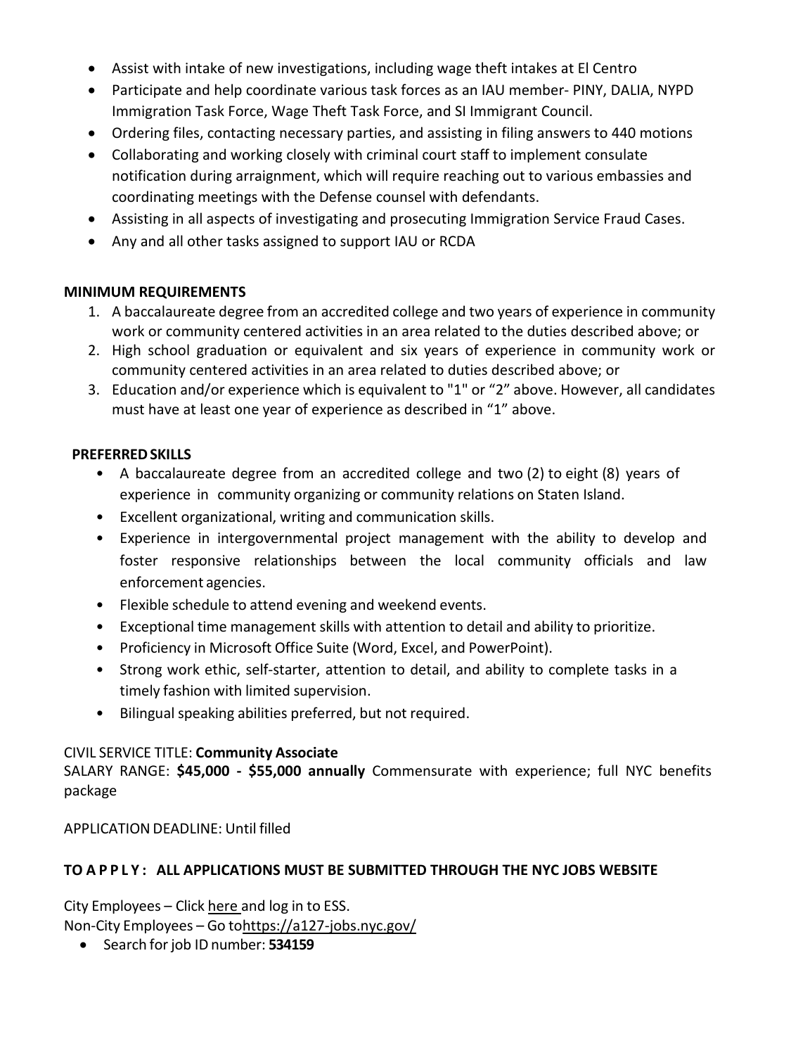- Assist with intake of new investigations, including wage theft intakes at El Centro
- Participate and help coordinate various task forces as an IAU member- PINY, DALIA, NYPD Immigration Task Force, Wage Theft Task Force, and SI Immigrant Council.
- Ordering files, contacting necessary parties, and assisting in filing answers to 440 motions
- Collaborating and working closely with criminal court staff to implement consulate notification during arraignment, which will require reaching out to various embassies and coordinating meetings with the Defense counsel with defendants.
- Assisting in all aspects of investigating and prosecuting Immigration Service Fraud Cases.
- Any and all other tasks assigned to support IAU or RCDA

**MINIMUM REQUIREMENTS**

1. A baccalaureate degree from an accredited college and two years of experience in community work or community centered activities in an area related to the duties described above; or
2. High school graduation or equivalent and six years of experience in community work or community centered activities in an area related to duties described above; or
3. Education and/or experience which is equivalent to "1" or "2" above. However, all candidates must have at least one year of experience as described in "1" above.

**PREFERRED SKILLS**

- A baccalaureate degree from an accredited college and two (2) to eight (8) years of experience in community organizing or community relations on Staten Island.
- Excellent organizational, writing and communication skills.
- Experience in intergovernmental project management with the ability to develop and foster responsive relationships between the local community officials and law enforcement agencies.
- Flexible schedule to attend evening and weekend events.
- Exceptional time management skills with attention to detail and ability to prioritize.
- Proficiency in Microsoft Office Suite (Word, Excel, and PowerPoint).
- Strong work ethic, self-starter, attention to detail, and ability to complete tasks in a timely fashion with limited supervision.
- Bilingual speaking abilities preferred, but not required.

CIVIL SERVICE TITLE: **Community Associate**
SALARY RANGE: **$45,000 - $55,000 annually** Commensurate with experience; full NYC benefits package

APPLICATION DEADLINE: Until filled

**TO APPLY: ALL APPLICATIONS MUST BE SUBMITTED THROUGH THE NYC JOBS WEBSITE**

City Employees – Click here and log in to ESS.
Non-City Employees – Go to https://a127-jobs.nyc.gov/

- Search for job ID number: **534159**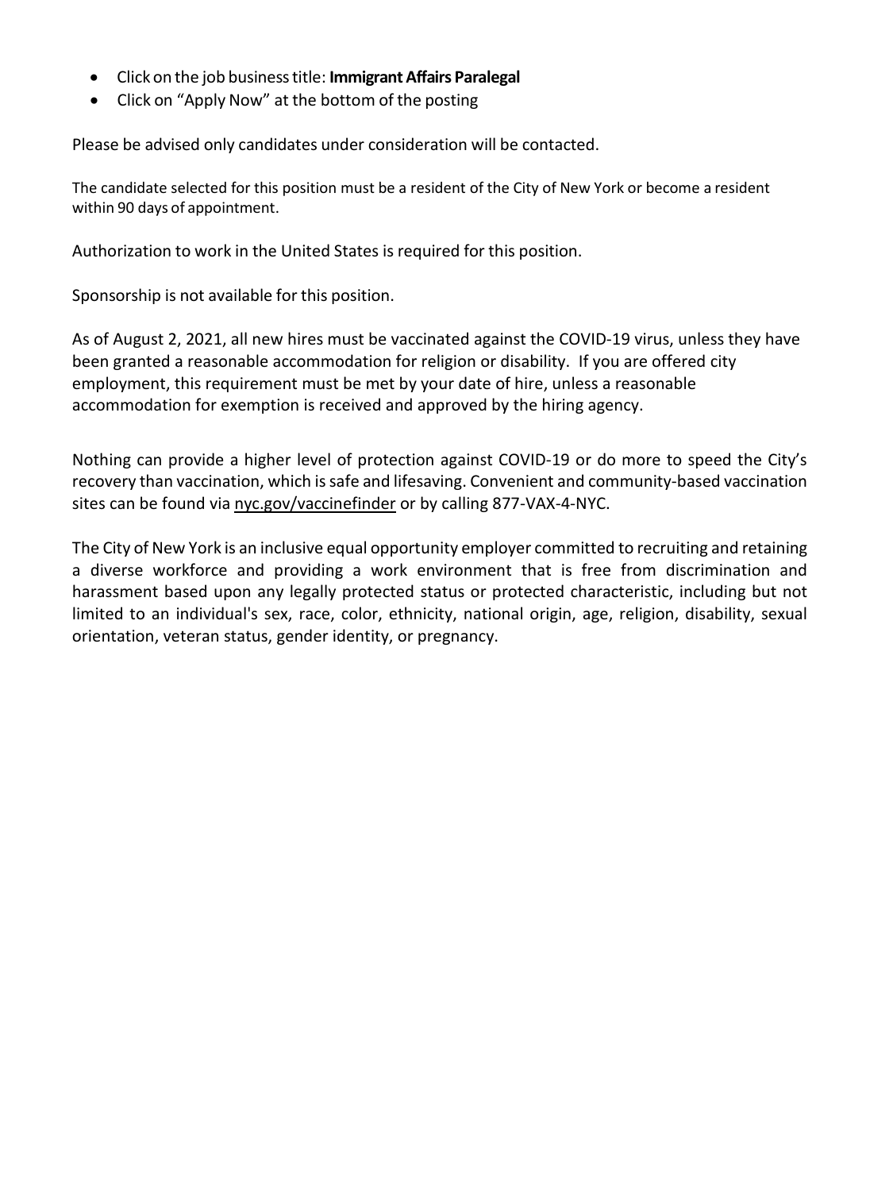- Click on the job business title: **Immigrant Affairs Paralegal**
- Click on "Apply Now" at the bottom of the posting

Please be advised only candidates under consideration will be contacted.

The candidate selected for this position must be a resident of the City of New York or become a resident within 90 days of appointment.

Authorization to work in the United States is required for this position.

Sponsorship is not available for this position.

As of August 2, 2021, all new hires must be vaccinated against the COVID-19 virus, unless they have been granted a reasonable accommodation for religion or disability. If you are offered city employment, this requirement must be met by your date of hire, unless a reasonable accommodation for exemption is received and approved by the hiring agency.

Nothing can provide a higher level of protection against COVID-19 or do more to speed the City's recovery than vaccination, which is safe and lifesaving. Convenient and community-based vaccination sites can be found via nyc.gov/vaccinefinder or by calling 877-VAX-4-NYC.

The City of New York is an inclusive equal opportunity employer committed to recruiting and retaining a diverse workforce and providing a work environment that is free from discrimination and harassment based upon any legally protected status or protected characteristic, including but not limited to an individual's sex, race, color, ethnicity, national origin, age, religion, disability, sexual orientation, veteran status, gender identity, or pregnancy.